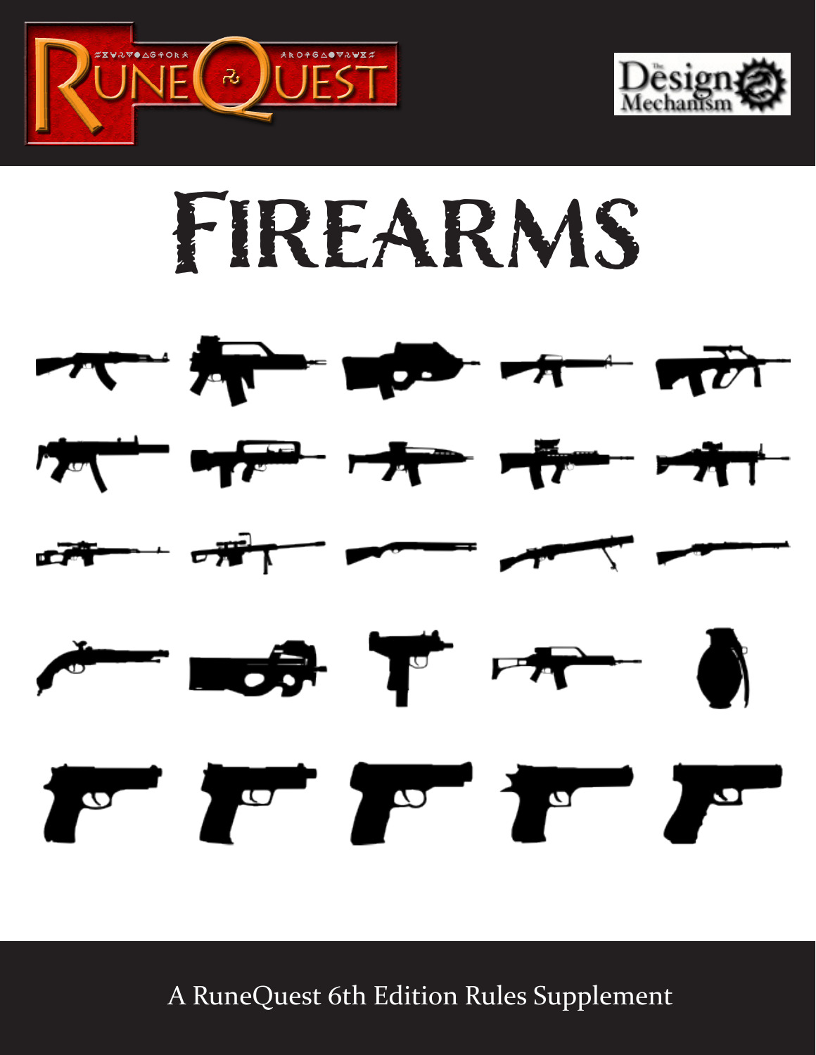RuneQuest

The Design Mechanism

# Firearms

A RuneQuest 6th Edition Rules Supplement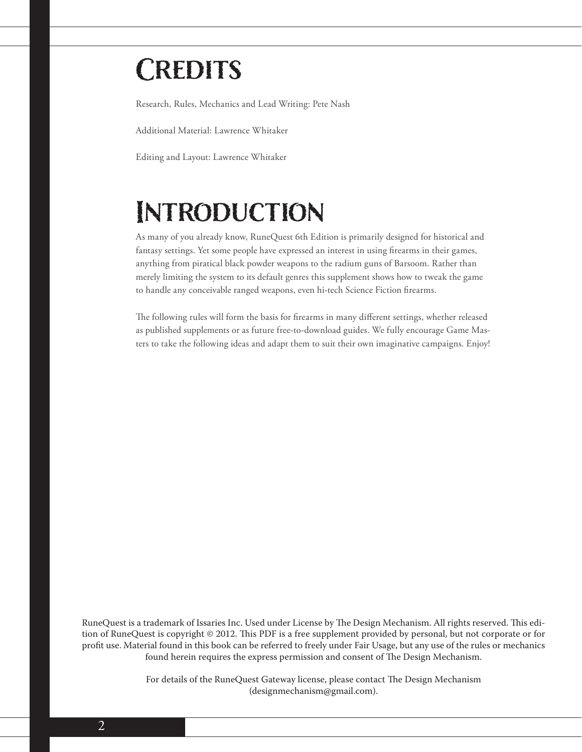# Credits

Research, Rules, Mechanics and Lead Writing: Pete Nash

Additional Material: Lawrence Whitaker

Editing and Layout: Lawrence Whitaker

# Introduction

As many of you already know, RuneQuest 6th Edition is primarily designed for historical and fantasy settings. Yet some people have expressed an interest in using firearms in their games, anything from piratical black powder weapons to the radium guns of Barsoom. Rather than merely limiting the system to its default genres this supplement shows how to tweak the game to handle any conceivable ranged weapons, even hi-tech Science Fiction firearms.

The following rules will form the basis for firearms in many different settings, whether released as published supplements or as future free-to-download guides. We fully encourage Game Masters to take the following ideas and adapt them to suit their own imaginative campaigns. Enjoy!

RuneQuest is a trademark of Issaries Inc. Used under License by The Design Mechanism. All rights reserved. This edition of RuneQuest is copyright © 2012. This PDF is a free supplement provided by personal, but not corporate or for profit use. Material found in this book can be referred to freely under Fair Usage, but any use of the rules or mechanics found herein requires the express permission and consent of The Design Mechanism.

For details of the RuneQuest Gateway license, please contact The Design Mechanism (designmechanism@gmail.com).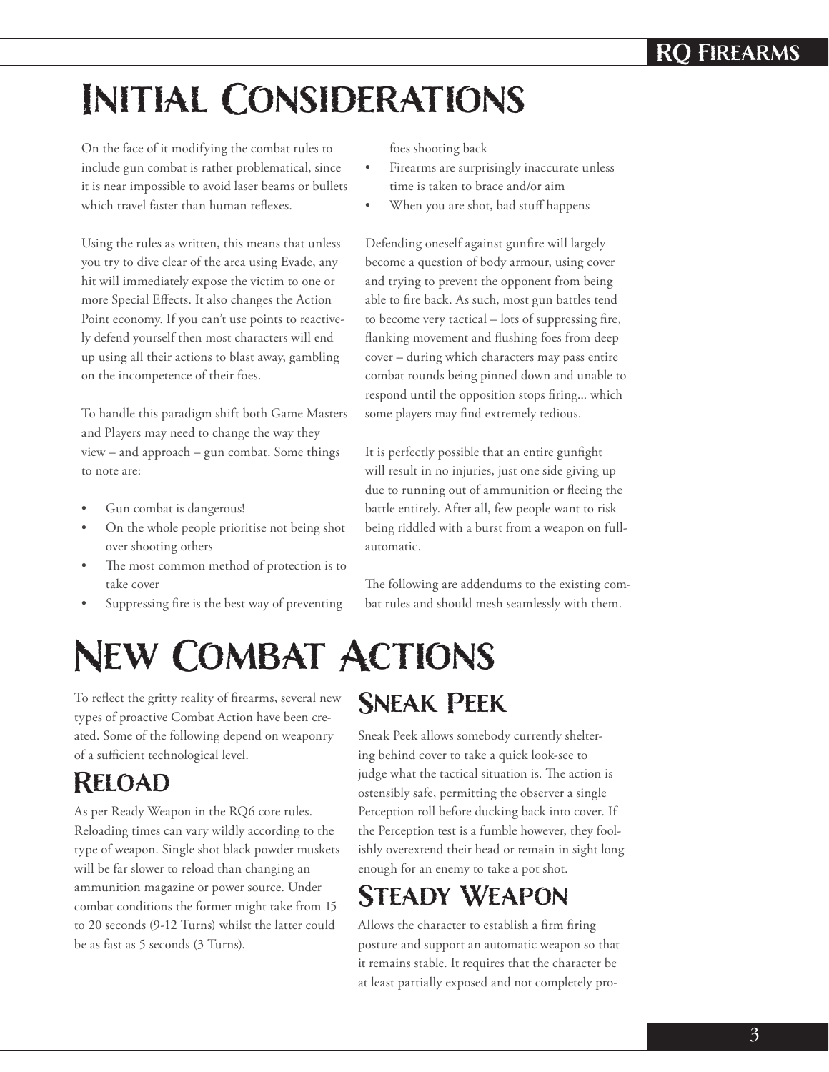# Initial Considerations

On the face of it modifying the combat rules to include gun combat is rather problematical, since it is near impossible to avoid laser beams or bullets which travel faster than human reflexes.

Using the rules as written, this means that unless you try to dive clear of the area using Evade, any hit will immediately expose the victim to one or more Special Effects. It also changes the Action Point economy. If you can't use points to reactively defend yourself then most characters will end up using all their actions to blast away, gambling on the incompetence of their foes.

To handle this paradigm shift both Game Masters and Players may need to change the way they view – and approach – gun combat. Some things to note are:

- Gun combat is dangerous!
- On the whole people prioritise not being shot over shooting others
- The most common method of protection is to take cover
- Suppressing fire is the best way of preventing foes shooting back
- Firearms are surprisingly inaccurate unless time is taken to brace and/or aim
- When you are shot, bad stuff happens

Defending oneself against gunfire will largely become a question of body armour, using cover and trying to prevent the opponent from being able to fire back. As such, most gun battles tend to become very tactical – lots of suppressing fire, flanking movement and flushing foes from deep cover – during which characters may pass entire combat rounds being pinned down and unable to respond until the opposition stops firing... which some players may find extremely tedious.

It is perfectly possible that an entire gunfight will result in no injuries, just one side giving up due to running out of ammunition or fleeing the battle entirely. After all, few people want to risk being riddled with a burst from a weapon on full-automatic.

The following are addendums to the existing combat rules and should mesh seamlessly with them.

# New Combat Actions

To reflect the gritty reality of firearms, several new types of proactive Combat Action have been created. Some of the following depend on weaponry of a sufficient technological level.

## Reload

As per Ready Weapon in the RQ6 core rules. Reloading times can vary wildly according to the type of weapon. Single shot black powder muskets will be far slower to reload than changing an ammunition magazine or power source. Under combat conditions the former might take from 15 to 20 seconds (9-12 Turns) whilst the latter could be as fast as 5 seconds (3 Turns).

## Sneak Peek

Sneak Peek allows somebody currently sheltering behind cover to take a quick look-see to judge what the tactical situation is. The action is ostensibly safe, permitting the observer a single Perception roll before ducking back into cover. If the Perception test is a fumble however, they foolishly overextend their head or remain in sight long enough for an enemy to take a pot shot.

## Steady Weapon

Allows the character to establish a firm firing posture and support an automatic weapon so that it remains stable. It requires that the character be at least partially exposed and not completely pro-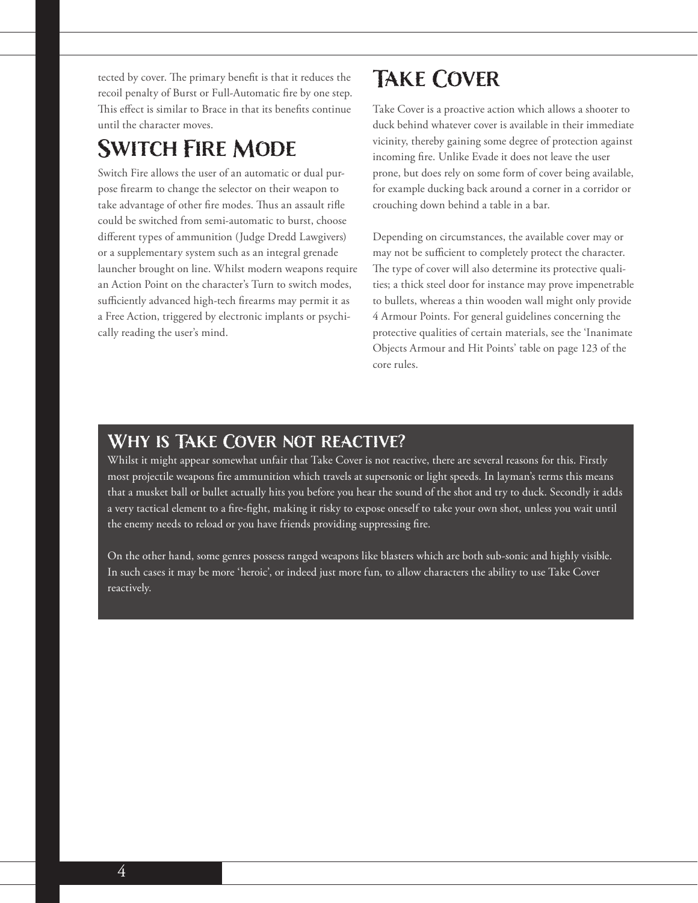tected by cover. The primary benefit is that it reduces the recoil penalty of Burst or Full-Automatic fire by one step. This effect is similar to Brace in that its benefits continue until the character moves.

## Switch Fire Mode

Switch Fire allows the user of an automatic or dual purpose firearm to change the selector on their weapon to take advantage of other fire modes. Thus an assault rifle could be switched from semi-automatic to burst, choose different types of ammunition (Judge Dredd Lawgivers) or a supplementary system such as an integral grenade launcher brought on line. Whilst modern weapons require an Action Point on the character's Turn to switch modes, sufficiently advanced high-tech firearms may permit it as a Free Action, triggered by electronic implants or psychically reading the user's mind.

## Take Cover

Take Cover is a proactive action which allows a shooter to duck behind whatever cover is available in their immediate vicinity, thereby gaining some degree of protection against incoming fire. Unlike Evade it does not leave the user prone, but does rely on some form of cover being available, for example ducking back around a corner in a corridor or crouching down behind a table in a bar.

Depending on circumstances, the available cover may or may not be sufficient to completely protect the character. The type of cover will also determine its protective qualities; a thick steel door for instance may prove impenetrable to bullets, whereas a thin wooden wall might only provide 4 Armour Points. For general guidelines concerning the protective qualities of certain materials, see the 'Inanimate Objects Armour and Hit Points' table on page 123 of the core rules.

### Why is Take Cover not reactive?

Whilst it might appear somewhat unfair that Take Cover is not reactive, there are several reasons for this. Firstly most projectile weapons fire ammunition which travels at supersonic or light speeds. In layman's terms this means that a musket ball or bullet actually hits you before you hear the sound of the shot and try to duck. Secondly it adds a very tactical element to a fire-fight, making it risky to expose oneself to take your own shot, unless you wait until the enemy needs to reload or you have friends providing suppressing fire.

On the other hand, some genres possess ranged weapons like blasters which are both sub-sonic and highly visible. In such cases it may be more 'heroic', or indeed just more fun, to allow characters the ability to use Take Cover reactively.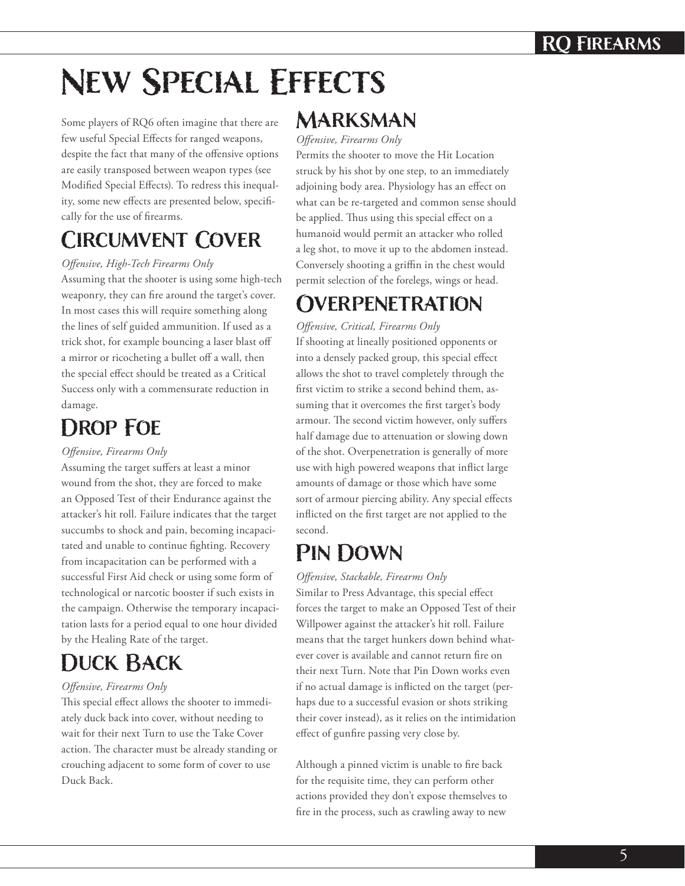# New Special Effects

Some players of RQ6 often imagine that there are few useful Special Effects for ranged weapons, despite the fact that many of the offensive options are easily transposed between weapon types (see Modified Special Effects). To redress this inequality, some new effects are presented below, specifically for the use of firearms.

## Circumvent Cover

*Offensive, High-Tech Firearms Only*

Assuming that the shooter is using some high-tech weaponry, they can fire around the target's cover. In most cases this will require something along the lines of self guided ammunition. If used as a trick shot, for example bouncing a laser blast off a mirror or ricocheting a bullet off a wall, then the special effect should be treated as a Critical Success only with a commensurate reduction in damage.

## Drop Foe

*Offensive, Firearms Only*

Assuming the target suffers at least a minor wound from the shot, they are forced to make an Opposed Test of their Endurance against the attacker's hit roll. Failure indicates that the target succumbs to shock and pain, becoming incapacitated and unable to continue fighting. Recovery from incapacitation can be performed with a successful First Aid check or using some form of technological or narcotic booster if such exists in the campaign. Otherwise the temporary incapacitation lasts for a period equal to one hour divided by the Healing Rate of the target.

## Duck Back

*Offensive, Firearms Only*

This special effect allows the shooter to immediately duck back into cover, without needing to wait for their next Turn to use the Take Cover action. The character must be already standing or crouching adjacent to some form of cover to use Duck Back.

## Marksman

*Offensive, Firearms Only*

Permits the shooter to move the Hit Location struck by his shot by one step, to an immediately adjoining body area. Physiology has an effect on what can be re-targeted and common sense should be applied. Thus using this special effect on a humanoid would permit an attacker who rolled a leg shot, to move it up to the abdomen instead. Conversely shooting a griffin in the chest would permit selection of the forelegs, wings or head.

## Overpenetration

*Offensive, Critical, Firearms Only*

If shooting at lineally positioned opponents or into a densely packed group, this special effect allows the shot to travel completely through the first victim to strike a second behind them, assuming that it overcomes the first target's body armour. The second victim however, only suffers half damage due to attenuation or slowing down of the shot. Overpenetration is generally of more use with high powered weapons that inflict large amounts of damage or those which have some sort of armour piercing ability. Any special effects inflicted on the first target are not applied to the second.

## Pin Down

*Offensive, Stackable, Firearms Only*

Similar to Press Advantage, this special effect forces the target to make an Opposed Test of their Willpower against the attacker's hit roll. Failure means that the target hunkers down behind whatever cover is available and cannot return fire on their next Turn. Note that Pin Down works even if no actual damage is inflicted on the target (perhaps due to a successful evasion or shots striking their cover instead), as it relies on the intimidation effect of gunfire passing very close by.

Although a pinned victim is unable to fire back for the requisite time, they can perform other actions provided they don't expose themselves to fire in the process, such as crawling away to new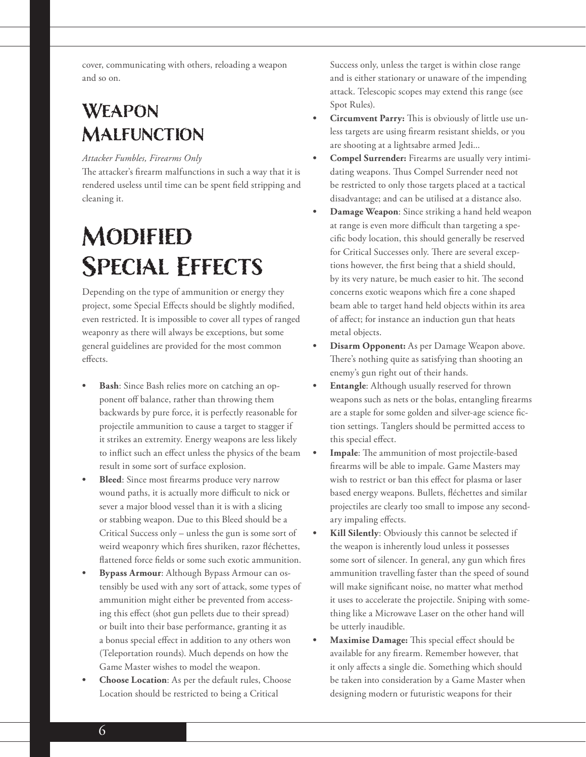cover, communicating with others, reloading a weapon and so on.

## Weapon Malfunction

*Attacker Fumbles, Firearms Only*

The attacker's firearm malfunctions in such a way that it is rendered useless until time can be spent field stripping and cleaning it.

# Modified Special Effects

Depending on the type of ammunition or energy they project, some Special Effects should be slightly modified, even restricted. It is impossible to cover all types of ranged weaponry as there will always be exceptions, but some general guidelines are provided for the most common effects.

- **Bash**: Since Bash relies more on catching an opponent off balance, rather than throwing them backwards by pure force, it is perfectly reasonable for projectile ammunition to cause a target to stagger if it strikes an extremity. Energy weapons are less likely to inflict such an effect unless the physics of the beam result in some sort of surface explosion.
- **Bleed**: Since most firearms produce very narrow wound paths, it is actually more difficult to nick or sever a major blood vessel than it is with a slicing or stabbing weapon. Due to this Bleed should be a Critical Success only – unless the gun is some sort of weird weaponry which fires shuriken, razor fléchettes, flattened force fields or some such exotic ammunition.
- **Bypass Armour**: Although Bypass Armour can ostensibly be used with any sort of attack, some types of ammunition might either be prevented from accessing this effect (shot gun pellets due to their spread) or built into their base performance, granting it as a bonus special effect in addition to any others won (Teleportation rounds). Much depends on how the Game Master wishes to model the weapon.
- **Choose Location**: As per the default rules, Choose Location should be restricted to being a Critical Success only, unless the target is within close range and is either stationary or unaware of the impending attack. Telescopic scopes may extend this range (see Spot Rules).
- **Circumvent Parry:** This is obviously of little use unless targets are using firearm resistant shields, or you are shooting at a lightsabre armed Jedi...
- **Compel Surrender:** Firearms are usually very intimidating weapons. Thus Compel Surrender need not be restricted to only those targets placed at a tactical disadvantage; and can be utilised at a distance also.
- **Damage Weapon**: Since striking a hand held weapon at range is even more difficult than targeting a specific body location, this should generally be reserved for Critical Successes only. There are several exceptions however, the first being that a shield should, by its very nature, be much easier to hit. The second concerns exotic weapons which fire a cone shaped beam able to target hand held objects within its area of affect; for instance an induction gun that heats metal objects.
- **Disarm Opponent:** As per Damage Weapon above. There's nothing quite as satisfying than shooting an enemy's gun right out of their hands.
- **Entangle**: Although usually reserved for thrown weapons such as nets or the bolas, entangling firearms are a staple for some golden and silver-age science fiction settings. Tanglers should be permitted access to this special effect.
- **Impale**: The ammunition of most projectile-based firearms will be able to impale. Game Masters may wish to restrict or ban this effect for plasma or laser based energy weapons. Bullets, fléchettes and similar projectiles are clearly too small to impose any secondary impaling effects.
- **Kill Silently**: Obviously this cannot be selected if the weapon is inherently loud unless it possesses some sort of silencer. In general, any gun which fires ammunition travelling faster than the speed of sound will make significant noise, no matter what method it uses to accelerate the projectile. Sniping with something like a Microwave Laser on the other hand will be utterly inaudible.
- **Maximise Damage:** This special effect should be available for any firearm. Remember however, that it only affects a single die. Something which should be taken into consideration by a Game Master when designing modern or futuristic weapons for their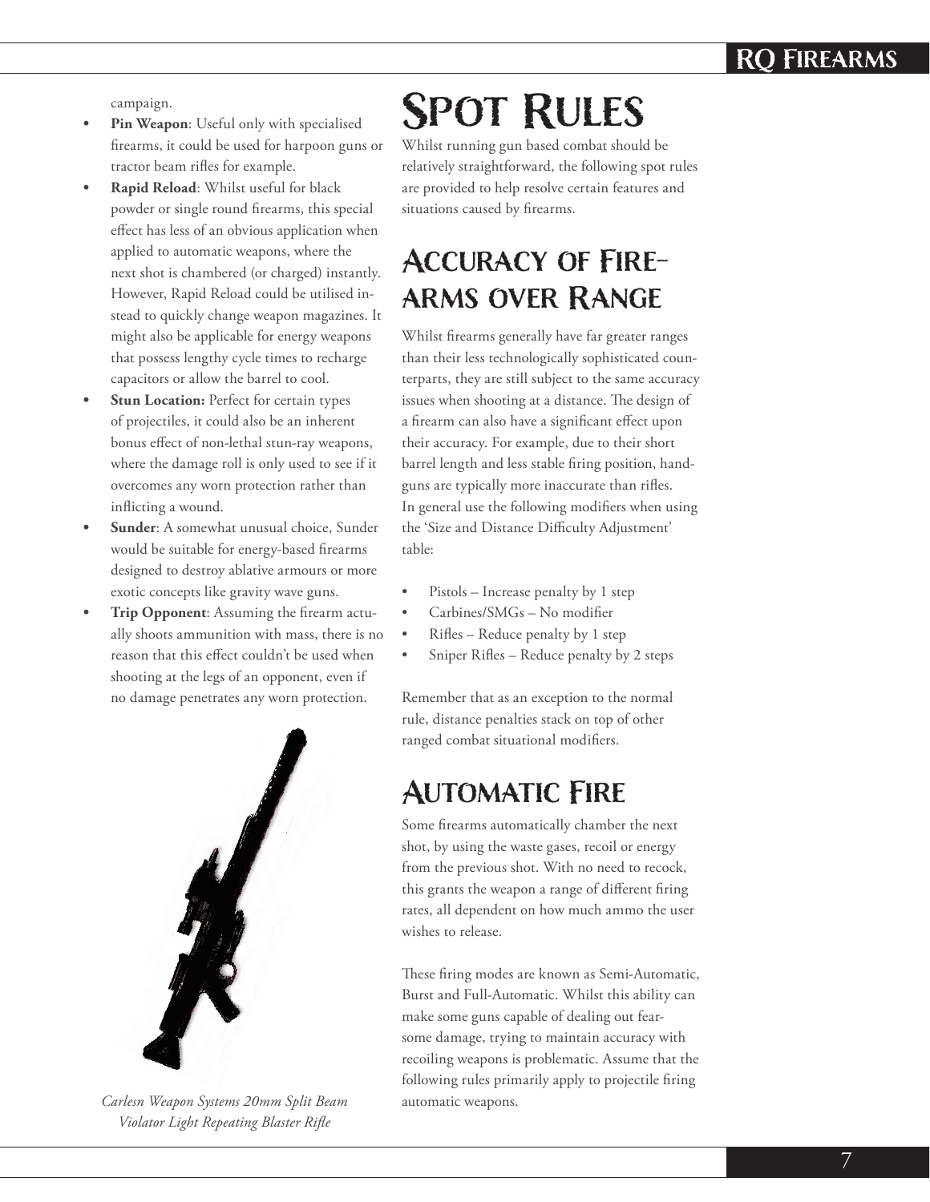campaign.

- **Pin Weapon**: Useful only with specialised firearms, it could be used for harpoon guns or tractor beam rifles for example.
- **Rapid Reload**: Whilst useful for black powder or single round firearms, this special effect has less of an obvious application when applied to automatic weapons, where the next shot is chambered (or charged) instantly. However, Rapid Reload could be utilised instead to quickly change weapon magazines. It might also be applicable for energy weapons that possess lengthy cycle times to recharge capacitors or allow the barrel to cool.
- **Stun Location:** Perfect for certain types of projectiles, it could also be an inherent bonus effect of non-lethal stun-ray weapons, where the damage roll is only used to see if it overcomes any worn protection rather than inflicting a wound.
- **Sunder**: A somewhat unusual choice, Sunder would be suitable for energy-based firearms designed to destroy ablative armours or more exotic concepts like gravity wave guns.
- **Trip Opponent**: Assuming the firearm actually shoots ammunition with mass, there is no reason that this effect couldn't be used when shooting at the legs of an opponent, even if no damage penetrates any worn protection.

*Carlesn Weapon Systems 20mm Split Beam Violator Light Repeating Blaster Rifle*

# Spot Rules

Whilst running gun based combat should be relatively straightforward, the following spot rules are provided to help resolve certain features and situations caused by firearms.

## Accuracy of Firearms over Range

Whilst firearms generally have far greater ranges than their less technologically sophisticated counterparts, they are still subject to the same accuracy issues when shooting at a distance. The design of a firearm can also have a significant effect upon their accuracy. For example, due to their short barrel length and less stable firing position, handguns are typically more inaccurate than rifles. In general use the following modifiers when using the 'Size and Distance Difficulty Adjustment' table:

- Pistols – Increase penalty by 1 step
- Carbines/SMGs – No modifier
- Rifles – Reduce penalty by 1 step
- Sniper Rifles – Reduce penalty by 2 steps

Remember that as an exception to the normal rule, distance penalties stack on top of other ranged combat situational modifiers.

## Automatic Fire

Some firearms automatically chamber the next shot, by using the waste gases, recoil or energy from the previous shot. With no need to recock, this grants the weapon a range of different firing rates, all dependent on how much ammo the user wishes to release.

These firing modes are known as Semi-Automatic, Burst and Full-Automatic. Whilst this ability can make some guns capable of dealing out fearsome damage, trying to maintain accuracy with recoiling weapons is problematic. Assume that the following rules primarily apply to projectile firing automatic weapons.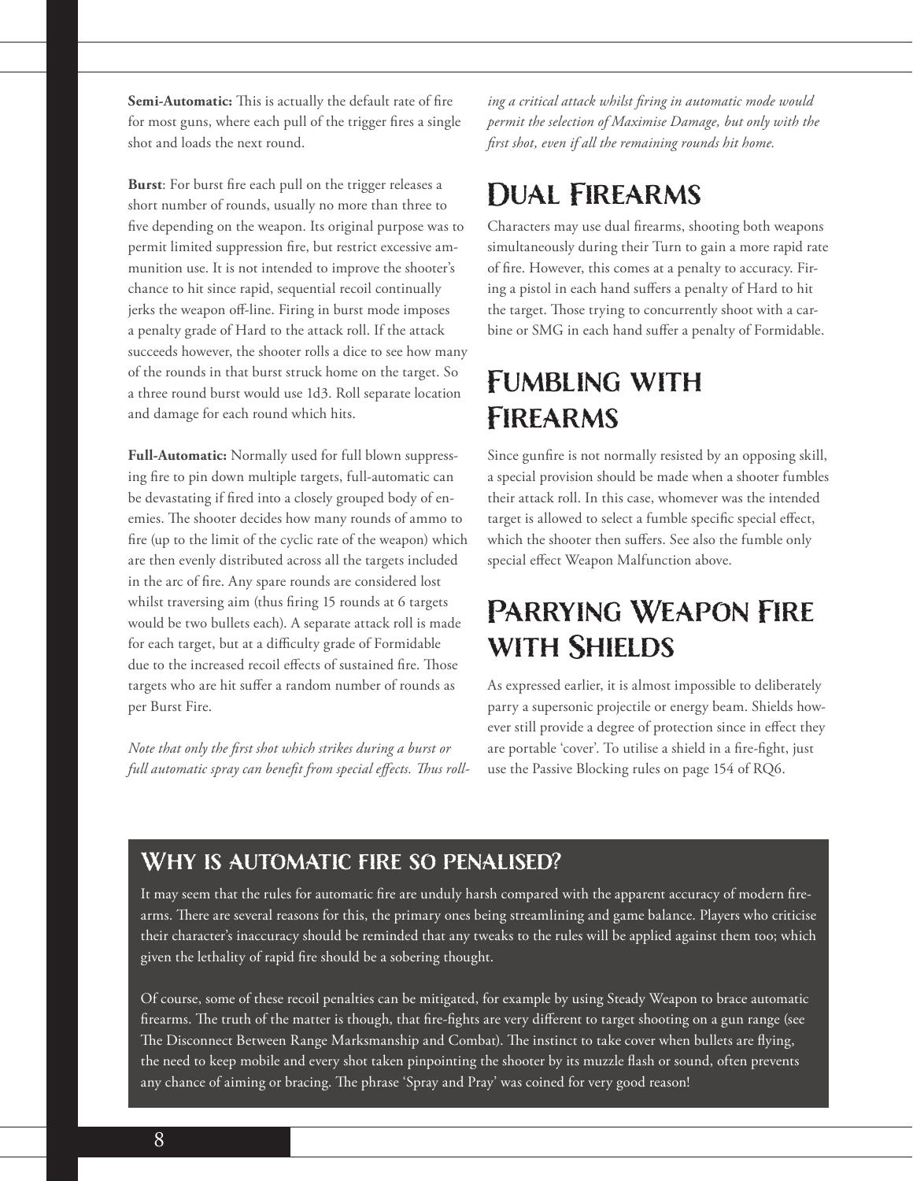**Semi-Automatic:** This is actually the default rate of fire for most guns, where each pull of the trigger fires a single shot and loads the next round.

**Burst**: For burst fire each pull on the trigger releases a short number of rounds, usually no more than three to five depending on the weapon. Its original purpose was to permit limited suppression fire, but restrict excessive ammunition use. It is not intended to improve the shooter's chance to hit since rapid, sequential recoil continually jerks the weapon off-line. Firing in burst mode imposes a penalty grade of Hard to the attack roll. If the attack succeeds however, the shooter rolls a dice to see how many of the rounds in that burst struck home on the target. So a three round burst would use 1d3. Roll separate location and damage for each round which hits.

**Full-Automatic:** Normally used for full blown suppressing fire to pin down multiple targets, full-automatic can be devastating if fired into a closely grouped body of enemies. The shooter decides how many rounds of ammo to fire (up to the limit of the cyclic rate of the weapon) which are then evenly distributed across all the targets included in the arc of fire. Any spare rounds are considered lost whilst traversing aim (thus firing 15 rounds at 6 targets would be two bullets each). A separate attack roll is made for each target, but at a difficulty grade of Formidable due to the increased recoil effects of sustained fire. Those targets who are hit suffer a random number of rounds as per Burst Fire.

*Note that only the first shot which strikes during a burst or full automatic spray can benefit from special effects. Thus rolling a critical attack whilst firing in automatic mode would permit the selection of Maximise Damage, but only with the first shot, even if all the remaining rounds hit home.*

## Dual Firearms

Characters may use dual firearms, shooting both weapons simultaneously during their Turn to gain a more rapid rate of fire. However, this comes at a penalty to accuracy. Firing a pistol in each hand suffers a penalty of Hard to hit the target. Those trying to concurrently shoot with a carbine or SMG in each hand suffer a penalty of Formidable.

## Fumbling with Firearms

Since gunfire is not normally resisted by an opposing skill, a special provision should be made when a shooter fumbles their attack roll. In this case, whomever was the intended target is allowed to select a fumble specific special effect, which the shooter then suffers. See also the fumble only special effect Weapon Malfunction above.

## Parrying Weapon Fire with Shields

As expressed earlier, it is almost impossible to deliberately parry a supersonic projectile or energy beam. Shields however still provide a degree of protection since in effect they are portable 'cover'. To utilise a shield in a fire-fight, just use the Passive Blocking rules on page 154 of RQ6.

### Why is automatic fire so penalised?

It may seem that the rules for automatic fire are unduly harsh compared with the apparent accuracy of modern firearms. There are several reasons for this, the primary ones being streamlining and game balance. Players who criticise their character's inaccuracy should be reminded that any tweaks to the rules will be applied against them too; which given the lethality of rapid fire should be a sobering thought.

Of course, some of these recoil penalties can be mitigated, for example by using Steady Weapon to brace automatic firearms. The truth of the matter is though, that fire-fights are very different to target shooting on a gun range (see The Disconnect Between Range Marksmanship and Combat). The instinct to take cover when bullets are flying, the need to keep mobile and every shot taken pinpointing the shooter by its muzzle flash or sound, often prevents any chance of aiming or bracing. The phrase 'Spray and Pray' was coined for very good reason!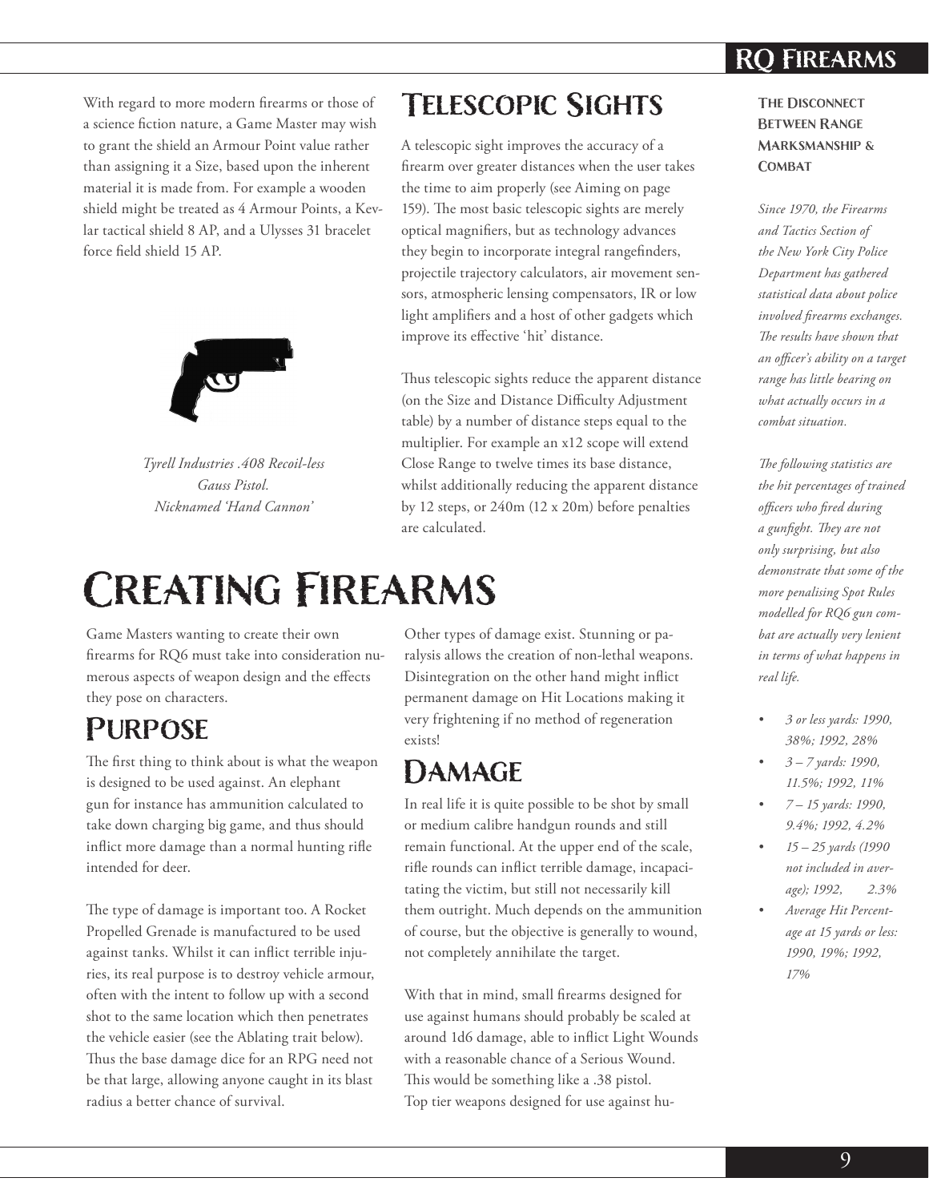With regard to more modern firearms or those of a science fiction nature, a Game Master may wish to grant the shield an Armour Point value rather than assigning it a Size, based upon the inherent material it is made from. For example a wooden shield might be treated as 4 Armour Points, a Kevlar tactical shield 8 AP, and a Ulysses 31 bracelet force field shield 15 AP.

*Tyrell Industries .408 Recoil-less Gauss Pistol. Nicknamed 'Hand Cannon'*

## Telescopic Sights

A telescopic sight improves the accuracy of a firearm over greater distances when the user takes the time to aim properly (see Aiming on page 159). The most basic telescopic sights are merely optical magnifiers, but as technology advances they begin to incorporate integral rangefinders, projectile trajectory calculators, air movement sensors, atmospheric lensing compensators, IR or low light amplifiers and a host of other gadgets which improve its effective 'hit' distance.

Thus telescopic sights reduce the apparent distance (on the Size and Distance Difficulty Adjustment table) by a number of distance steps equal to the multiplier. For example an x12 scope will extend Close Range to twelve times its base distance, whilst additionally reducing the apparent distance by 12 steps, or 240m (12 x 20m) before penalties are calculated.

#### The Disconnect Between Range Marksmanship & Combat

*Since 1970, the Firearms and Tactics Section of the New York City Police Department has gathered statistical data about police involved firearms exchanges. The results have shown that an officer's ability on a target range has little bearing on what actually occurs in a combat situation.*

*The following statistics are the hit percentages of trained officers who fired during a gunfight. They are not only surprising, but also demonstrate that some of the more penalising Spot Rules modelled for RQ6 gun combat are actually very lenient in terms of what happens in real life.*

- *3 or less yards: 1990, 38%; 1992, 28%*
- *3 – 7 yards: 1990, 11.5%; 1992, 11%*
- *7 – 15 yards: 1990, 9.4%; 1992, 4.2%*
- *15 – 25 yards (1990 not included in average); 1992, 2.3%*
- *Average Hit Percentage at 15 yards or less: 1990, 19%; 1992, 17%*

# Creating Firearms

Game Masters wanting to create their own firearms for RQ6 must take into consideration numerous aspects of weapon design and the effects they pose on characters.

## Purpose

The first thing to think about is what the weapon is designed to be used against. An elephant gun for instance has ammunition calculated to take down charging big game, and thus should inflict more damage than a normal hunting rifle intended for deer.

The type of damage is important too. A Rocket Propelled Grenade is manufactured to be used against tanks. Whilst it can inflict terrible injuries, its real purpose is to destroy vehicle armour, often with the intent to follow up with a second shot to the same location which then penetrates the vehicle easier (see the Ablating trait below). Thus the base damage dice for an RPG need not be that large, allowing anyone caught in its blast radius a better chance of survival.

Other types of damage exist. Stunning or paralysis allows the creation of non-lethal weapons. Disintegration on the other hand might inflict permanent damage on Hit Locations making it very frightening if no method of regeneration exists!

## Damage

In real life it is quite possible to be shot by small or medium calibre handgun rounds and still remain functional. At the upper end of the scale, rifle rounds can inflict terrible damage, incapacitating the victim, but still not necessarily kill them outright. Much depends on the ammunition of course, but the objective is generally to wound, not completely annihilate the target.

With that in mind, small firearms designed for use against humans should probably be scaled at around 1d6 damage, able to inflict Light Wounds with a reasonable chance of a Serious Wound. This would be something like a .38 pistol. Top tier weapons designed for use against hu-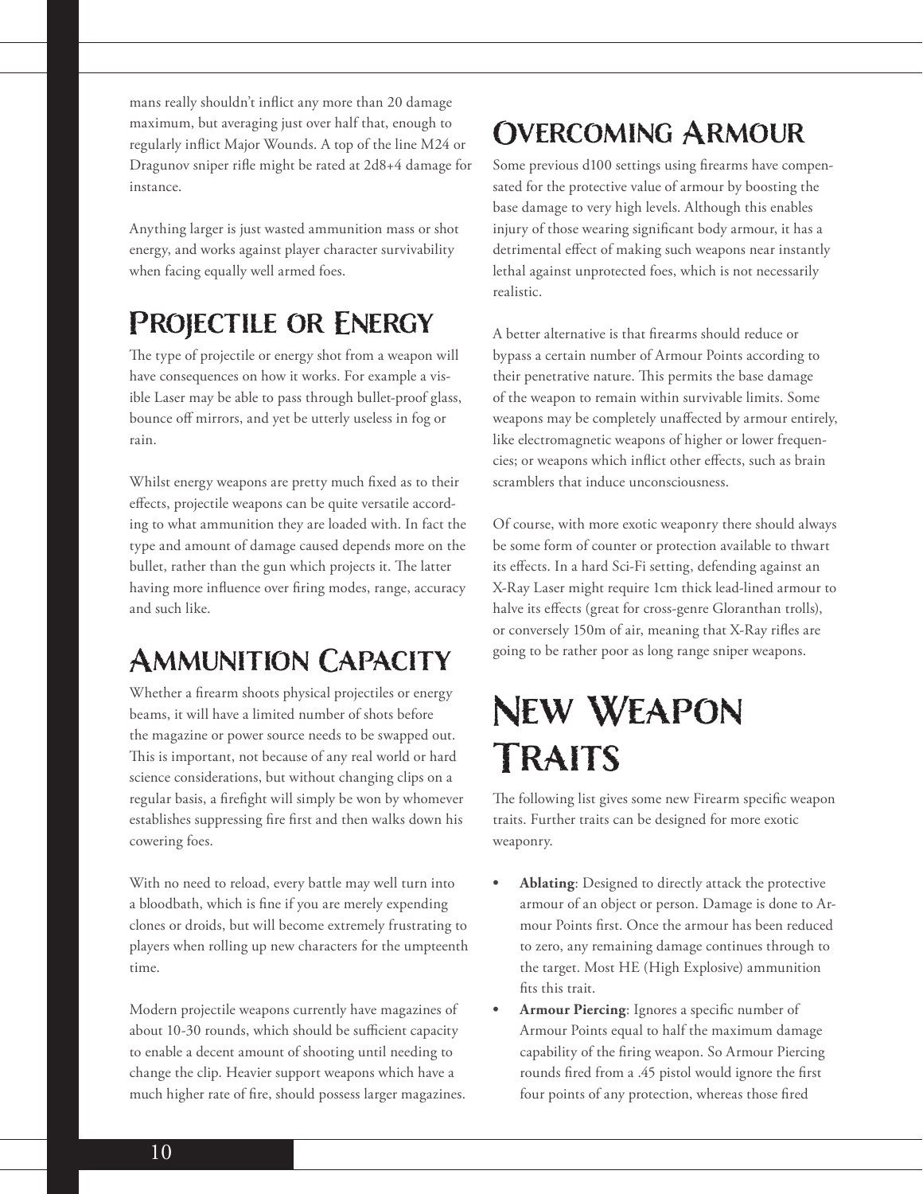mans really shouldn't inflict any more than 20 damage maximum, but averaging just over half that, enough to regularly inflict Major Wounds. A top of the line M24 or Dragunov sniper rifle might be rated at 2d8+4 damage for instance.

Anything larger is just wasted ammunition mass or shot energy, and works against player character survivability when facing equally well armed foes.

## Projectile or Energy

The type of projectile or energy shot from a weapon will have consequences on how it works. For example a visible Laser may be able to pass through bullet-proof glass, bounce off mirrors, and yet be utterly useless in fog or rain.

Whilst energy weapons are pretty much fixed as to their effects, projectile weapons can be quite versatile according to what ammunition they are loaded with. In fact the type and amount of damage caused depends more on the bullet, rather than the gun which projects it. The latter having more influence over firing modes, range, accuracy and such like.

## Ammunition Capacity

Whether a firearm shoots physical projectiles or energy beams, it will have a limited number of shots before the magazine or power source needs to be swapped out. This is important, not because of any real world or hard science considerations, but without changing clips on a regular basis, a firefight will simply be won by whomever establishes suppressing fire first and then walks down his cowering foes.

With no need to reload, every battle may well turn into a bloodbath, which is fine if you are merely expending clones or droids, but will become extremely frustrating to players when rolling up new characters for the umpteenth time.

Modern projectile weapons currently have magazines of about 10-30 rounds, which should be sufficient capacity to enable a decent amount of shooting until needing to change the clip. Heavier support weapons which have a much higher rate of fire, should possess larger magazines.

## Overcoming Armour

Some previous d100 settings using firearms have compensated for the protective value of armour by boosting the base damage to very high levels. Although this enables injury of those wearing significant body armour, it has a detrimental effect of making such weapons near instantly lethal against unprotected foes, which is not necessarily realistic.

A better alternative is that firearms should reduce or bypass a certain number of Armour Points according to their penetrative nature. This permits the base damage of the weapon to remain within survivable limits. Some weapons may be completely unaffected by armour entirely, like electromagnetic weapons of higher or lower frequencies; or weapons which inflict other effects, such as brain scramblers that induce unconsciousness.

Of course, with more exotic weaponry there should always be some form of counter or protection available to thwart its effects. In a hard Sci-Fi setting, defending against an X-Ray Laser might require 1cm thick lead-lined armour to halve its effects (great for cross-genre Gloranthan trolls), or conversely 150m of air, meaning that X-Ray rifles are going to be rather poor as long range sniper weapons.

# New Weapon Traits

The following list gives some new Firearm specific weapon traits. Further traits can be designed for more exotic weaponry.

- **Ablating**: Designed to directly attack the protective armour of an object or person. Damage is done to Armour Points first. Once the armour has been reduced to zero, any remaining damage continues through to the target. Most HE (High Explosive) ammunition fits this trait.
- **Armour Piercing**: Ignores a specific number of Armour Points equal to half the maximum damage capability of the firing weapon. So Armour Piercing rounds fired from a .45 pistol would ignore the first four points of any protection, whereas those fired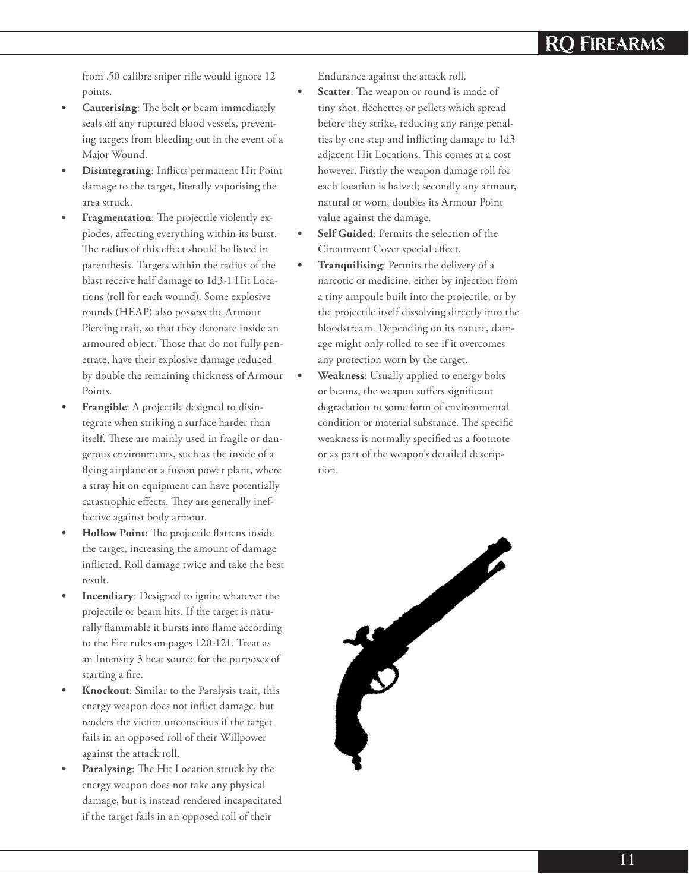from .50 calibre sniper rifle would ignore 12 points.

- **Cauterising**: The bolt or beam immediately seals off any ruptured blood vessels, preventing targets from bleeding out in the event of a Major Wound.
- **Disintegrating**: Inflicts permanent Hit Point damage to the target, literally vaporising the area struck.
- **Fragmentation**: The projectile violently explodes, affecting everything within its burst. The radius of this effect should be listed in parenthesis. Targets within the radius of the blast receive half damage to 1d3-1 Hit Locations (roll for each wound). Some explosive rounds (HEAP) also possess the Armour Piercing trait, so that they detonate inside an armoured object. Those that do not fully penetrate, have their explosive damage reduced by double the remaining thickness of Armour Points.
- **Frangible**: A projectile designed to disintegrate when striking a surface harder than itself. These are mainly used in fragile or dangerous environments, such as the inside of a flying airplane or a fusion power plant, where a stray hit on equipment can have potentially catastrophic effects. They are generally ineffective against body armour.
- **Hollow Point:** The projectile flattens inside the target, increasing the amount of damage inflicted. Roll damage twice and take the best result.
- **Incendiary**: Designed to ignite whatever the projectile or beam hits. If the target is naturally flammable it bursts into flame according to the Fire rules on pages 120-121. Treat as an Intensity 3 heat source for the purposes of starting a fire.
- **Knockout**: Similar to the Paralysis trait, this energy weapon does not inflict damage, but renders the victim unconscious if the target fails in an opposed roll of their Willpower against the attack roll.
- **Paralysing**: The Hit Location struck by the energy weapon does not take any physical damage, but is instead rendered incapacitated if the target fails in an opposed roll of their Endurance against the attack roll.
- **Scatter**: The weapon or round is made of tiny shot, fléchettes or pellets which spread before they strike, reducing any range penalties by one step and inflicting damage to 1d3 adjacent Hit Locations. This comes at a cost however. Firstly the weapon damage roll for each location is halved; secondly any armour, natural or worn, doubles its Armour Point value against the damage.
- **Self Guided**: Permits the selection of the Circumvent Cover special effect.
- **Tranquilising**: Permits the delivery of a narcotic or medicine, either by injection from a tiny ampoule built into the projectile, or by the projectile itself dissolving directly into the bloodstream. Depending on its nature, damage might only rolled to see if it overcomes any protection worn by the target.
- **Weakness**: Usually applied to energy bolts or beams, the weapon suffers significant degradation to some form of environmental condition or material substance. The specific weakness is normally specified as a footnote or as part of the weapon's detailed description.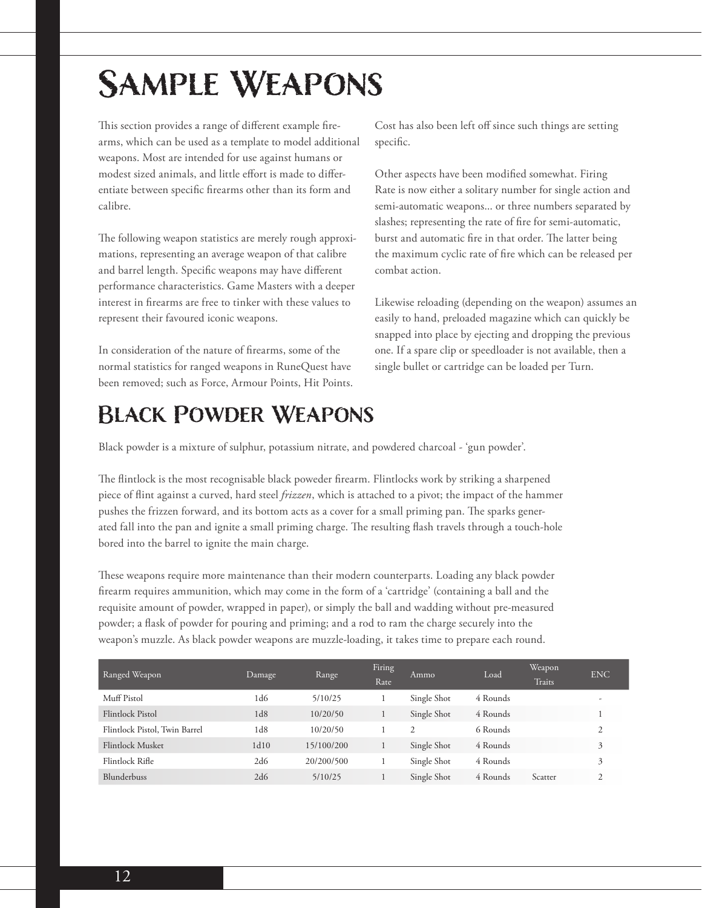# Sample Weapons

This section provides a range of different example firearms, which can be used as a template to model additional weapons. Most are intended for use against humans or modest sized animals, and little effort is made to differentiate between specific firearms other than its form and calibre.

The following weapon statistics are merely rough approximations, representing an average weapon of that calibre and barrel length. Specific weapons may have different performance characteristics. Game Masters with a deeper interest in firearms are free to tinker with these values to represent their favoured iconic weapons.

In consideration of the nature of firearms, some of the normal statistics for ranged weapons in RuneQuest have been removed; such as Force, Armour Points, Hit Points. Cost has also been left off since such things are setting specific.

Other aspects have been modified somewhat. Firing Rate is now either a solitary number for single action and semi-automatic weapons... or three numbers separated by slashes; representing the rate of fire for semi-automatic, burst and automatic fire in that order. The latter being the maximum cyclic rate of fire which can be released per combat action.

Likewise reloading (depending on the weapon) assumes an easily to hand, preloaded magazine which can quickly be snapped into place by ejecting and dropping the previous one. If a spare clip or speedloader is not available, then a single bullet or cartridge can be loaded per Turn.

## Black Powder Weapons

Black powder is a mixture of sulphur, potassium nitrate, and powdered charcoal - 'gun powder'.

The flintlock is the most recognisable black poweder firearm. Flintlocks work by striking a sharpened piece of flint against a curved, hard steel *frizzen*, which is attached to a pivot; the impact of the hammer pushes the frizzen forward, and its bottom acts as a cover for a small priming pan. The sparks generated fall into the pan and ignite a small priming charge. The resulting flash travels through a touch-hole bored into the barrel to ignite the main charge.

These weapons require more maintenance than their modern counterparts. Loading any black powder firearm requires ammunition, which may come in the form of a 'cartridge' (containing a ball and the requisite amount of powder, wrapped in paper), or simply the ball and wadding without pre-measured powder; a flask of powder for pouring and priming; and a rod to ram the charge securely into the weapon's muzzle. As black powder weapons are muzzle-loading, it takes time to prepare each round.

| Ranged Weapon | Damage | Range | Firing Rate | Ammo | Load | Weapon Traits | ENC |
|---|---|---|---|---|---|---|---|
| Muff Pistol | 1d6 | 5/10/25 | 1 | Single Shot | 4 Rounds | | - |
| Flintlock Pistol | 1d8 | 10/20/50 | 1 | Single Shot | 4 Rounds | | 1 |
| Flintlock Pistol, Twin Barrel | 1d8 | 10/20/50 | 1 | 2 | 6 Rounds | | 2 |
| Flintlock Musket | 1d10 | 15/100/200 | 1 | Single Shot | 4 Rounds | | 3 |
| Flintlock Rifle | 2d6 | 20/200/500 | 1 | Single Shot | 4 Rounds | | 3 |
| Blunderbuss | 2d6 | 5/10/25 | 1 | Single Shot | 4 Rounds | Scatter | 2 |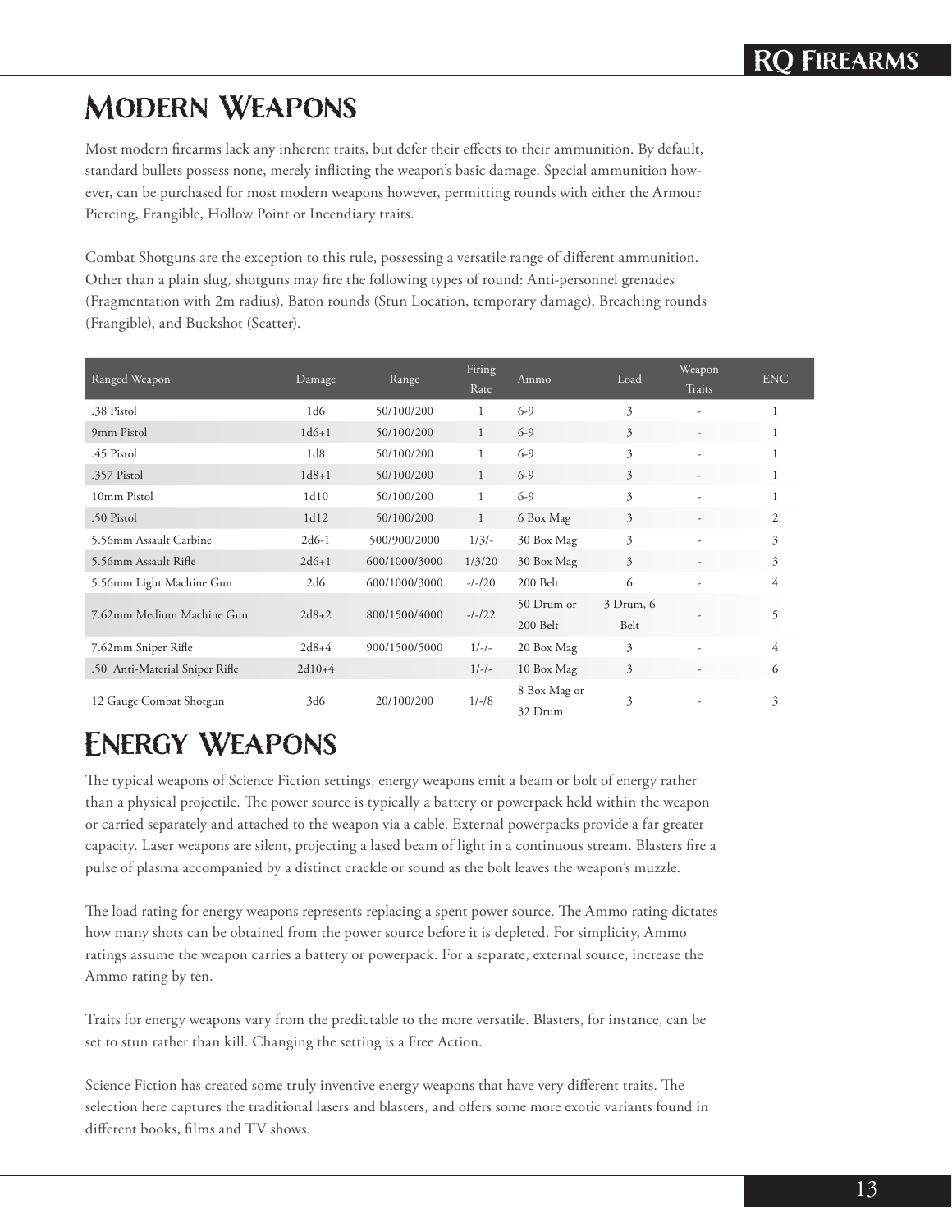# Modern Weapons

Most modern firearms lack any inherent traits, but defer their effects to their ammunition. By default, standard bullets possess none, merely inflicting the weapon's basic damage. Special ammunition however, can be purchased for most modern weapons however, permitting rounds with either the Armour Piercing, Frangible, Hollow Point or Incendiary traits.

Combat Shotguns are the exception to this rule, possessing a versatile range of different ammunition. Other than a plain slug, shotguns may fire the following types of round: Anti-personnel grenades (Fragmentation with 2m radius), Baton rounds (Stun Location, temporary damage), Breaching rounds (Frangible), and Buckshot (Scatter).

| Ranged Weapon | Damage | Range | Firing Rate | Ammo | Load | Weapon Traits | ENC |
|---|---|---|---|---|---|---|---|
| .38 Pistol | 1d6 | 50/100/200 | 1 | 6-9 | 3 | - | 1 |
| 9mm Pistol | 1d6+1 | 50/100/200 | 1 | 6-9 | 3 | - | 1 |
| .45 Pistol | 1d8 | 50/100/200 | 1 | 6-9 | 3 | - | 1 |
| .357 Pistol | 1d8+1 | 50/100/200 | 1 | 6-9 | 3 | - | 1 |
| 10mm Pistol | 1d10 | 50/100/200 | 1 | 6-9 | 3 | - | 1 |
| .50 Pistol | 1d12 | 50/100/200 | 1 | 6 Box Mag | 3 | - | 2 |
| 5.56mm Assault Carbine | 2d6-1 | 500/900/2000 | 1/3/- | 30 Box Mag | 3 | - | 3 |
| 5.56mm Assault Rifle | 2d6+1 | 600/1000/3000 | 1/3/20 | 30 Box Mag | 3 | - | 3 |
| 5.56mm Light Machine Gun | 2d6 | 600/1000/3000 | -/-/20 | 200 Belt | 6 | - | 4 |
| 7.62mm Medium Machine Gun | 2d8+2 | 800/1500/4000 | -/-/22 | 50 Drum or 200 Belt | 3 Drum, 6 Belt | - | 5 |
| 7.62mm Sniper Rifle | 2d8+4 | 900/1500/5000 | 1/-/- | 20 Box Mag | 3 | - | 4 |
| .50 Anti-Material Sniper Rifle | 2d10+4 | | 1/-/- | 10 Box Mag | 3 | - | 6 |
| 12 Gauge Combat Shotgun | 3d6 | 20/100/200 | 1/-/8 | 8 Box Mag or 32 Drum | 3 | - | 3 |

# Energy Weapons

The typical weapons of Science Fiction settings, energy weapons emit a beam or bolt of energy rather than a physical projectile. The power source is typically a battery or powerpack held within the weapon or carried separately and attached to the weapon via a cable. External powerpacks provide a far greater capacity. Laser weapons are silent, projecting a lased beam of light in a continuous stream. Blasters fire a pulse of plasma accompanied by a distinct crackle or sound as the bolt leaves the weapon's muzzle.

The load rating for energy weapons represents replacing a spent power source. The Ammo rating dictates how many shots can be obtained from the power source before it is depleted. For simplicity, Ammo ratings assume the weapon carries a battery or powerpack. For a separate, external source, increase the Ammo rating by ten.

Traits for energy weapons vary from the predictable to the more versatile. Blasters, for instance, can be set to stun rather than kill. Changing the setting is a Free Action.

Science Fiction has created some truly inventive energy weapons that have very different traits. The selection here captures the traditional lasers and blasters, and offers some more exotic variants found in different books, films and TV shows.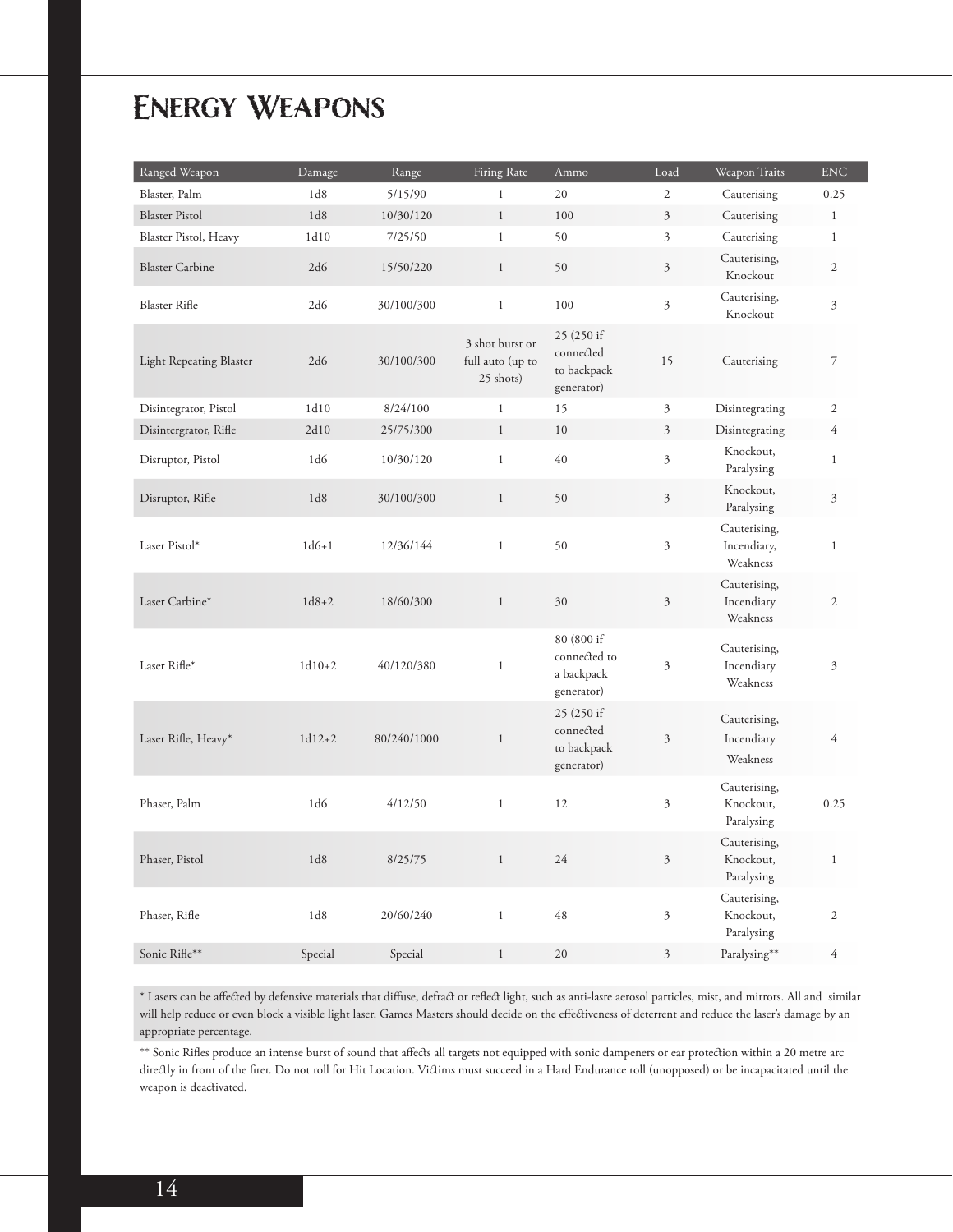# Energy Weapons

| Ranged Weapon | Damage | Range | Firing Rate | Ammo | Load | Weapon Traits | ENC |
|---|---|---|---|---|---|---|---|
| Blaster, Palm | 1d8 | 5/15/90 | 1 | 20 | 2 | Cauterising | 0.25 |
| Blaster Pistol | 1d8 | 10/30/120 | 1 | 100 | 3 | Cauterising | 1 |
| Blaster Pistol, Heavy | 1d10 | 7/25/50 | 1 | 50 | 3 | Cauterising | 1 |
| Blaster Carbine | 2d6 | 15/50/220 | 1 | 50 | 3 | Cauterising, Knockout | 2 |
| Blaster Rifle | 2d6 | 30/100/300 | 1 | 100 | 3 | Cauterising, Knockout | 3 |
| Light Repeating Blaster | 2d6 | 30/100/300 | 3 shot burst or full auto (up to 25 shots) | 25 (250 if connected to backpack generator) | 15 | Cauterising | 7 |
| Disintegrator, Pistol | 1d10 | 8/24/100 | 1 | 15 | 3 | Disintegrating | 2 |
| Disintergrator, Rifle | 2d10 | 25/75/300 | 1 | 10 | 3 | Disintegrating | 4 |
| Disruptor, Pistol | 1d6 | 10/30/120 | 1 | 40 | 3 | Knockout, Paralysing | 1 |
| Disruptor, Rifle | 1d8 | 30/100/300 | 1 | 50 | 3 | Knockout, Paralysing | 3 |
| Laser Pistol* | 1d6+1 | 12/36/144 | 1 | 50 | 3 | Cauterising, Incendiary, Weakness | 1 |
| Laser Carbine* | 1d8+2 | 18/60/300 | 1 | 30 | 3 | Cauterising, Incendiary Weakness | 2 |
| Laser Rifle* | 1d10+2 | 40/120/380 | 1 | 80 (800 if connected to a backpack generator) | 3 | Cauterising, Incendiary Weakness | 3 |
| Laser Rifle, Heavy* | 1d12+2 | 80/240/1000 | 1 | 25 (250 if connected to backpack generator) | 3 | Cauterising, Incendiary Weakness | 4 |
| Phaser, Palm | 1d6 | 4/12/50 | 1 | 12 | 3 | Cauterising, Knockout, Paralysing | 0.25 |
| Phaser, Pistol | 1d8 | 8/25/75 | 1 | 24 | 3 | Cauterising, Knockout, Paralysing | 1 |
| Phaser, Rifle | 1d8 | 20/60/240 | 1 | 48 | 3 | Cauterising, Knockout, Paralysing | 2 |
| Sonic Rifle** | Special | Special | 1 | 20 | 3 | Paralysing** | 4 |

* Lasers can be affected by defensive materials that diffuse, defract or reflect light, such as anti-lasre aerosol particles, mist, and mirrors. All and similar will help reduce or even block a visible light laser. Games Masters should decide on the effectiveness of deterrent and reduce the laser's damage by an appropriate percentage.

** Sonic Rifles produce an intense burst of sound that affects all targets not equipped with sonic dampeners or ear protection within a 20 metre arc directly in front of the firer. Do not roll for Hit Location. Victims must succeed in a Hard Endurance roll (unopposed) or be incapacitated until the weapon is deactivated.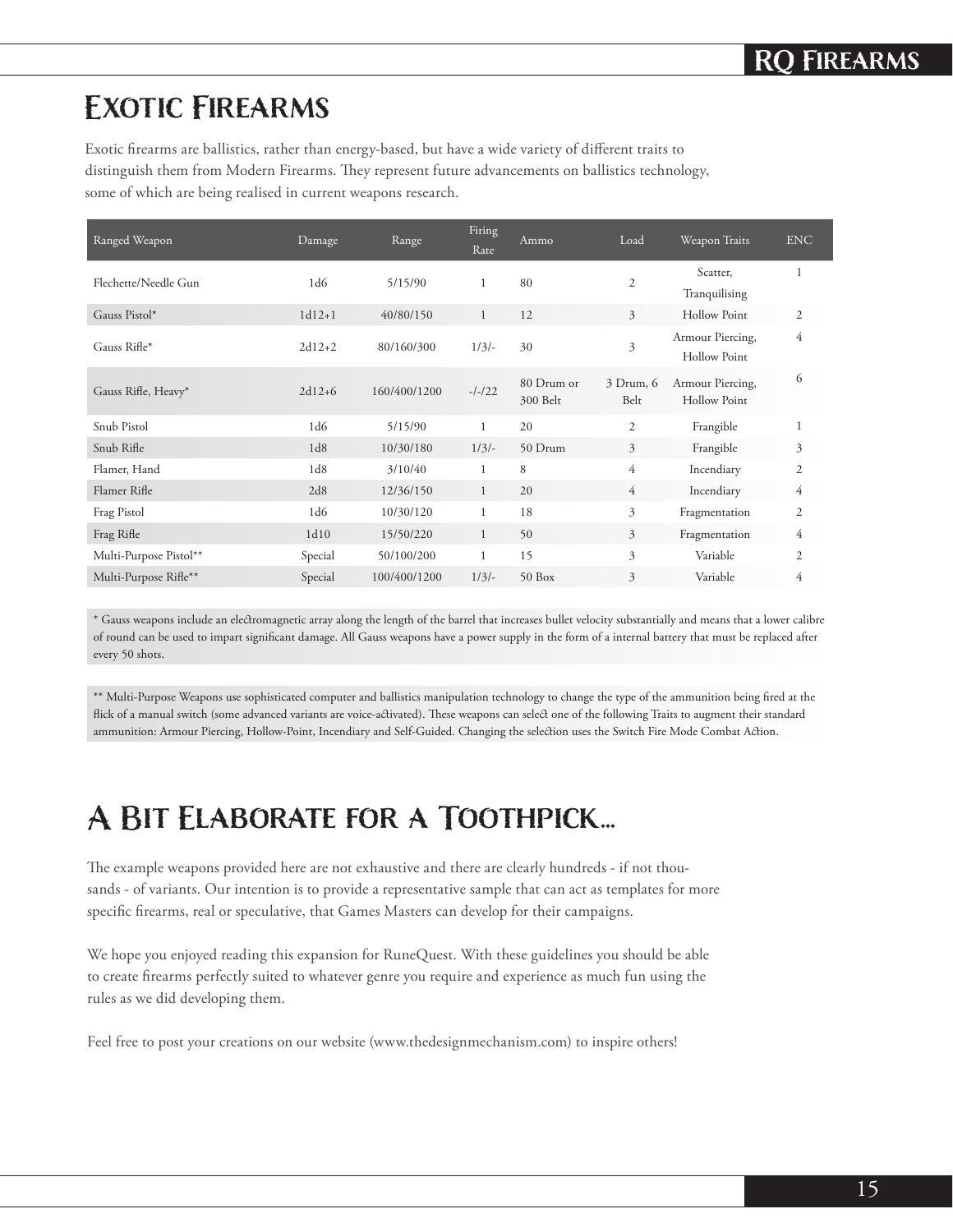# Exotic Firearms

Exotic firearms are ballistics, rather than energy-based, but have a wide variety of different traits to distinguish them from Modern Firearms. They represent future advancements on ballistics technology, some of which are being realised in current weapons research.

| Ranged Weapon | Damage | Range | Firing Rate | Ammo | Load | Weapon Traits | ENC |
|---|---|---|---|---|---|---|---|
| Flechette/Needle Gun | 1d6 | 5/15/90 | 1 | 80 | 2 | Scatter, Tranquilising | 1 |
| Gauss Pistol* | 1d12+1 | 40/80/150 | 1 | 12 | 3 | Hollow Point | 2 |
| Gauss Rifle* | 2d12+2 | 80/160/300 | 1/3/- | 30 | 3 | Armour Piercing, Hollow Point | 4 |
| Gauss Rifle, Heavy* | 2d12+6 | 160/400/1200 | -/-/22 | 80 Drum or 300 Belt | 3 Drum, 6 Belt | Armour Piercing, Hollow Point | 6 |
| Snub Pistol | 1d6 | 5/15/90 | 1 | 20 | 2 | Frangible | 1 |
| Snub Rifle | 1d8 | 10/30/180 | 1/3/- | 50 Drum | 3 | Frangible | 3 |
| Flamer, Hand | 1d8 | 3/10/40 | 1 | 8 | 4 | Incendiary | 2 |
| Flamer Rifle | 2d8 | 12/36/150 | 1 | 20 | 4 | Incendiary | 4 |
| Frag Pistol | 1d6 | 10/30/120 | 1 | 18 | 3 | Fragmentation | 2 |
| Frag Rifle | 1d10 | 15/50/220 | 1 | 50 | 3 | Fragmentation | 4 |
| Multi-Purpose Pistol** | Special | 50/100/200 | 1 | 15 | 3 | Variable | 2 |
| Multi-Purpose Rifle** | Special | 100/400/1200 | 1/3/- | 50 Box | 3 | Variable | 4 |

* Gauss weapons include an electromagnetic array along the length of the barrel that increases bullet velocity substantially and means that a lower calibre of round can be used to impart significant damage. All Gauss weapons have a power supply in the form of a internal battery that must be replaced after every 50 shots.

** Multi-Purpose Weapons use sophisticated computer and ballistics manipulation technology to change the type of the ammunition being fired at the flick of a manual switch (some advanced variants are voice-activated). These weapons can select one of the following Traits to augment their standard ammunition: Armour Piercing, Hollow-Point, Incendiary and Self-Guided. Changing the selection uses the Switch Fire Mode Combat Action.

# A Bit Elaborate for a Toothpick...

The example weapons provided here are not exhaustive and there are clearly hundreds - if not thousands - of variants. Our intention is to provide a representative sample that can act as templates for more specific firearms, real or speculative, that Games Masters can develop for their campaigns.

We hope you enjoyed reading this expansion for RuneQuest. With these guidelines you should be able to create firearms perfectly suited to whatever genre you require and experience as much fun using the rules as we did developing them.

Feel free to post your creations on our website (www.thedesignmechanism.com) to inspire others!